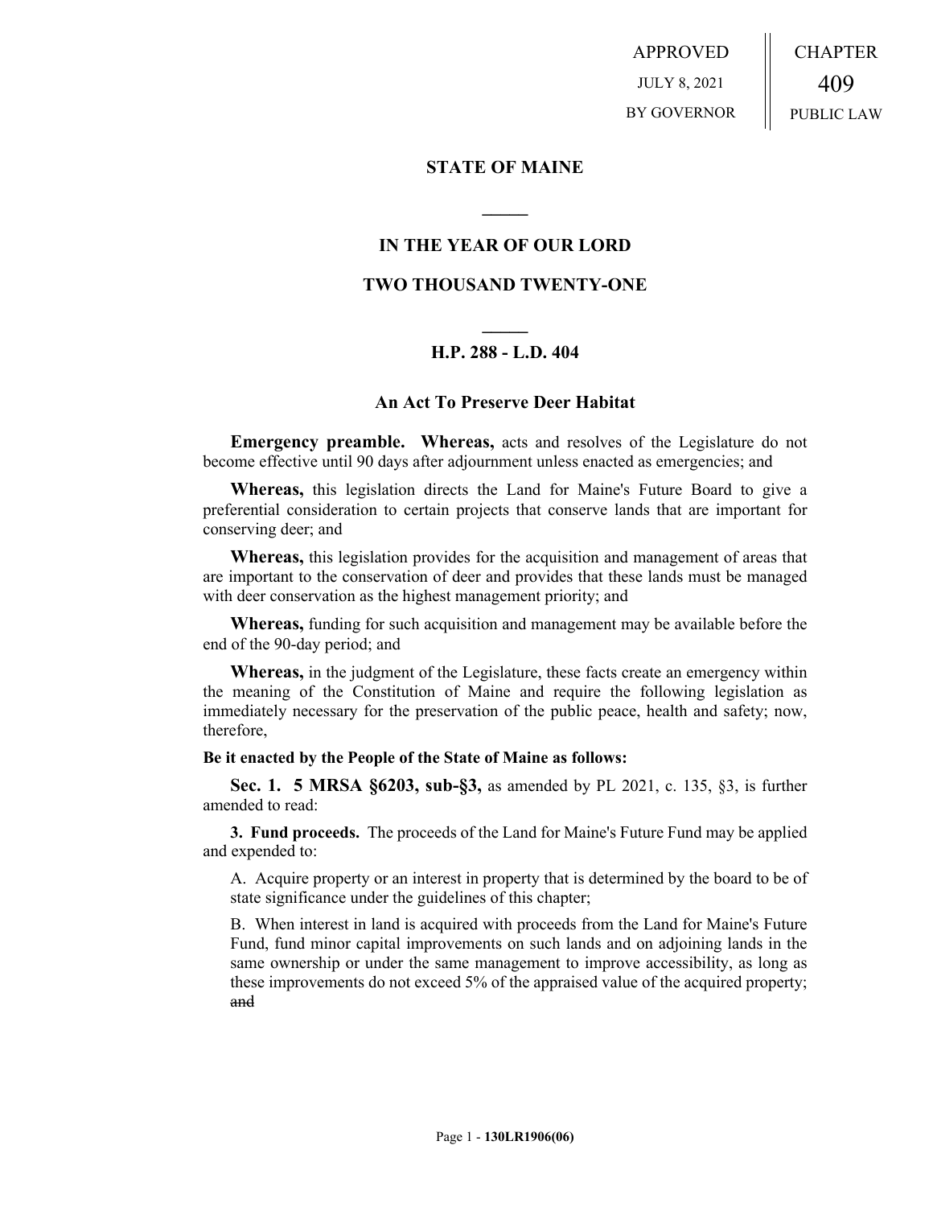APPROVED

JULY 8, 2021

BY GOVERNOR

CHAPTER

409

PUBLIC LAW

## STATE OF MAINE

## IN THE YEAR OF OUR LORD

## TWO THOUSAND TWENTY-ONE

## H.P. 288 - L.D. 404

### An Act To Preserve Deer Habitat

**Emergency preamble. Whereas,** acts and resolves of the Legislature do not become effective until 90 days after adjournment unless enacted as emergencies; and

**Whereas,** this legislation directs the Land for Maine's Future Board to give a preferential consideration to certain projects that conserve lands that are important for conserving deer; and

**Whereas,** this legislation provides for the acquisition and management of areas that are important to the conservation of deer and provides that these lands must be managed with deer conservation as the highest management priority; and

**Whereas,** funding for such acquisition and management may be available before the end of the 90-day period; and

**Whereas,** in the judgment of the Legislature, these facts create an emergency within the meaning of the Constitution of Maine and require the following legislation as immediately necessary for the preservation of the public peace, health and safety; now, therefore,

**Be it enacted by the People of the State of Maine as follows:**

**Sec. 1. 5 MRSA §6203, sub-§3,** as amended by PL 2021, c. 135, §3, is further amended to read:

**3. Fund proceeds.** The proceeds of the Land for Maine's Future Fund may be applied and expended to:

A. Acquire property or an interest in property that is determined by the board to be of state significance under the guidelines of this chapter;

B. When interest in land is acquired with proceeds from the Land for Maine's Future Fund, fund minor capital improvements on such lands and on adjoining lands in the same ownership or under the same management to improve accessibility, as long as these improvements do not exceed 5% of the appraised value of the acquired property; ~~and~~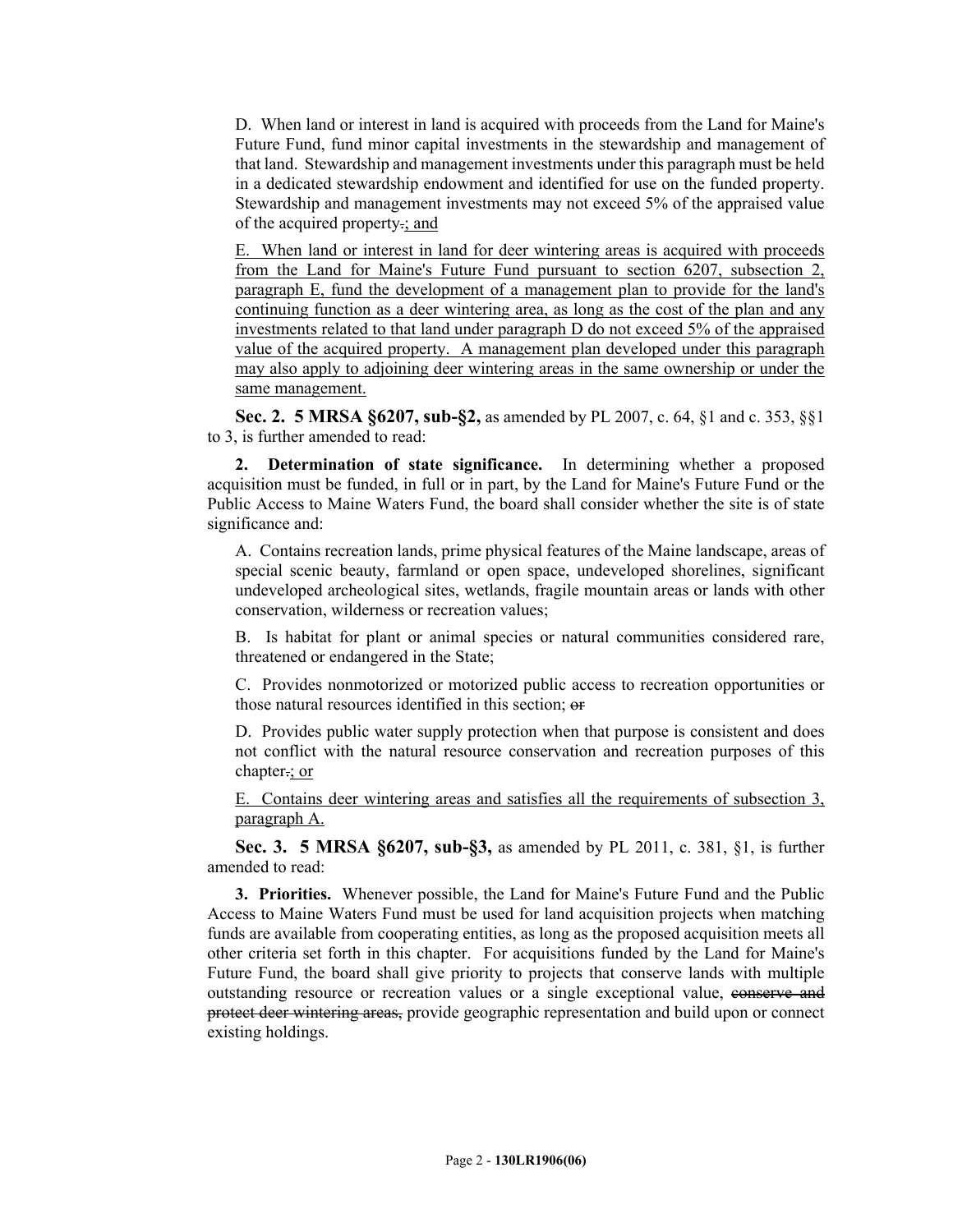D. When land or interest in land is acquired with proceeds from the Land for Maine's Future Fund, fund minor capital investments in the stewardship and management of that land. Stewardship and management investments under this paragraph must be held in a dedicated stewardship endowment and identified for use on the funded property. Stewardship and management investments may not exceed 5% of the appraised value of the acquired property~~.~~; and

E. When land or interest in land for deer wintering areas is acquired with proceeds from the Land for Maine's Future Fund pursuant to section 6207, subsection 2, paragraph E, fund the development of a management plan to provide for the land's continuing function as a deer wintering area, as long as the cost of the plan and any investments related to that land under paragraph D do not exceed 5% of the appraised value of the acquired property. A management plan developed under this paragraph may also apply to adjoining deer wintering areas in the same ownership or under the same management.

**Sec. 2. 5 MRSA §6207, sub-§2,** as amended by PL 2007, c. 64, §1 and c. 353, §§1 to 3, is further amended to read:

**2. Determination of state significance.** In determining whether a proposed acquisition must be funded, in full or in part, by the Land for Maine's Future Fund or the Public Access to Maine Waters Fund, the board shall consider whether the site is of state significance and:

A. Contains recreation lands, prime physical features of the Maine landscape, areas of special scenic beauty, farmland or open space, undeveloped shorelines, significant undeveloped archeological sites, wetlands, fragile mountain areas or lands with other conservation, wilderness or recreation values;

B. Is habitat for plant or animal species or natural communities considered rare, threatened or endangered in the State;

C. Provides nonmotorized or motorized public access to recreation opportunities or those natural resources identified in this section; ~~or~~

D. Provides public water supply protection when that purpose is consistent and does not conflict with the natural resource conservation and recreation purposes of this chapter~~.~~; or

E. Contains deer wintering areas and satisfies all the requirements of subsection 3, paragraph A.

**Sec. 3. 5 MRSA §6207, sub-§3,** as amended by PL 2011, c. 381, §1, is further amended to read:

**3. Priorities.** Whenever possible, the Land for Maine's Future Fund and the Public Access to Maine Waters Fund must be used for land acquisition projects when matching funds are available from cooperating entities, as long as the proposed acquisition meets all other criteria set forth in this chapter. For acquisitions funded by the Land for Maine's Future Fund, the board shall give priority to projects that conserve lands with multiple outstanding resource or recreation values or a single exceptional value, ~~conserve and protect deer wintering areas,~~ provide geographic representation and build upon or connect existing holdings.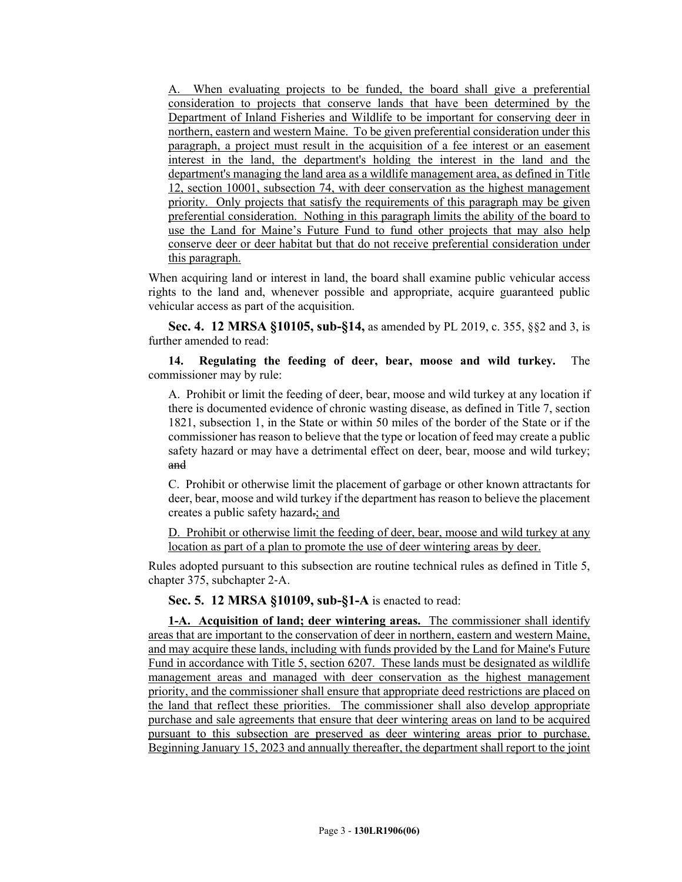A. When evaluating projects to be funded, the board shall give a preferential consideration to projects that conserve lands that have been determined by the Department of Inland Fisheries and Wildlife to be important for conserving deer in northern, eastern and western Maine. To be given preferential consideration under this paragraph, a project must result in the acquisition of a fee interest or an easement interest in the land, the department's holding the interest in the land and the department's managing the land area as a wildlife management area, as defined in Title 12, section 10001, subsection 74, with deer conservation as the highest management priority. Only projects that satisfy the requirements of this paragraph may be given preferential consideration. Nothing in this paragraph limits the ability of the board to use the Land for Maine's Future Fund to fund other projects that may also help conserve deer or deer habitat but that do not receive preferential consideration under this paragraph.

When acquiring land or interest in land, the board shall examine public vehicular access rights to the land and, whenever possible and appropriate, acquire guaranteed public vehicular access as part of the acquisition.

**Sec. 4. 12 MRSA §10105, sub-§14,** as amended by PL 2019, c. 355, §§2 and 3, is further amended to read:

**14. Regulating the feeding of deer, bear, moose and wild turkey.** The commissioner may by rule:

A. Prohibit or limit the feeding of deer, bear, moose and wild turkey at any location if there is documented evidence of chronic wasting disease, as defined in Title 7, section 1821, subsection 1, in the State or within 50 miles of the border of the State or if the commissioner has reason to believe that the type or location of feed may create a public safety hazard or may have a detrimental effect on deer, bear, moose and wild turkey; ~~and~~

C. Prohibit or otherwise limit the placement of garbage or other known attractants for deer, bear, moose and wild turkey if the department has reason to believe the placement creates a public safety hazard~~.~~; and

D. Prohibit or otherwise limit the feeding of deer, bear, moose and wild turkey at any location as part of a plan to promote the use of deer wintering areas by deer.

Rules adopted pursuant to this subsection are routine technical rules as defined in Title 5, chapter 375, subchapter 2-A.

**Sec. 5. 12 MRSA §10109, sub-§1-A** is enacted to read:

**1-A. Acquisition of land; deer wintering areas.** The commissioner shall identify areas that are important to the conservation of deer in northern, eastern and western Maine, and may acquire these lands, including with funds provided by the Land for Maine's Future Fund in accordance with Title 5, section 6207. These lands must be designated as wildlife management areas and managed with deer conservation as the highest management priority, and the commissioner shall ensure that appropriate deed restrictions are placed on the land that reflect these priorities. The commissioner shall also develop appropriate purchase and sale agreements that ensure that deer wintering areas on land to be acquired pursuant to this subsection are preserved as deer wintering areas prior to purchase. Beginning January 15, 2023 and annually thereafter, the department shall report to the joint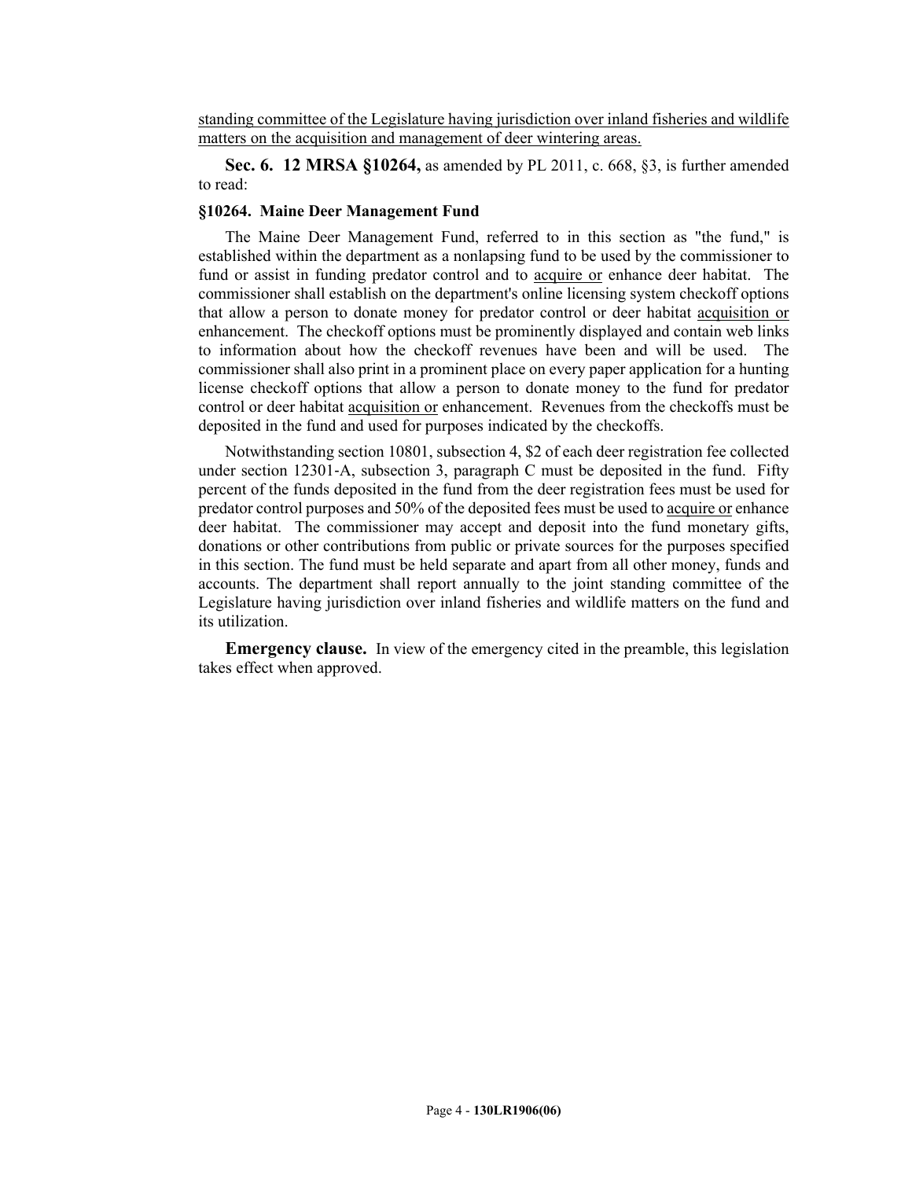standing committee of the Legislature having jurisdiction over inland fisheries and wildlife matters on the acquisition and management of deer wintering areas.

**Sec. 6. 12 MRSA §10264,** as amended by PL 2011, c. 668, §3, is further amended to read:

**§10264. Maine Deer Management Fund**

The Maine Deer Management Fund, referred to in this section as "the fund," is established within the department as a nonlapsing fund to be used by the commissioner to fund or assist in funding predator control and to acquire or enhance deer habitat. The commissioner shall establish on the department's online licensing system checkoff options that allow a person to donate money for predator control or deer habitat acquisition or enhancement. The checkoff options must be prominently displayed and contain web links to information about how the checkoff revenues have been and will be used. The commissioner shall also print in a prominent place on every paper application for a hunting license checkoff options that allow a person to donate money to the fund for predator control or deer habitat acquisition or enhancement. Revenues from the checkoffs must be deposited in the fund and used for purposes indicated by the checkoffs.

Notwithstanding section 10801, subsection 4, $2 of each deer registration fee collected under section 12301-A, subsection 3, paragraph C must be deposited in the fund. Fifty percent of the funds deposited in the fund from the deer registration fees must be used for predator control purposes and 50% of the deposited fees must be used to acquire or enhance deer habitat. The commissioner may accept and deposit into the fund monetary gifts, donations or other contributions from public or private sources for the purposes specified in this section. The fund must be held separate and apart from all other money, funds and accounts. The department shall report annually to the joint standing committee of the Legislature having jurisdiction over inland fisheries and wildlife matters on the fund and its utilization.

**Emergency clause.** In view of the emergency cited in the preamble, this legislation takes effect when approved.